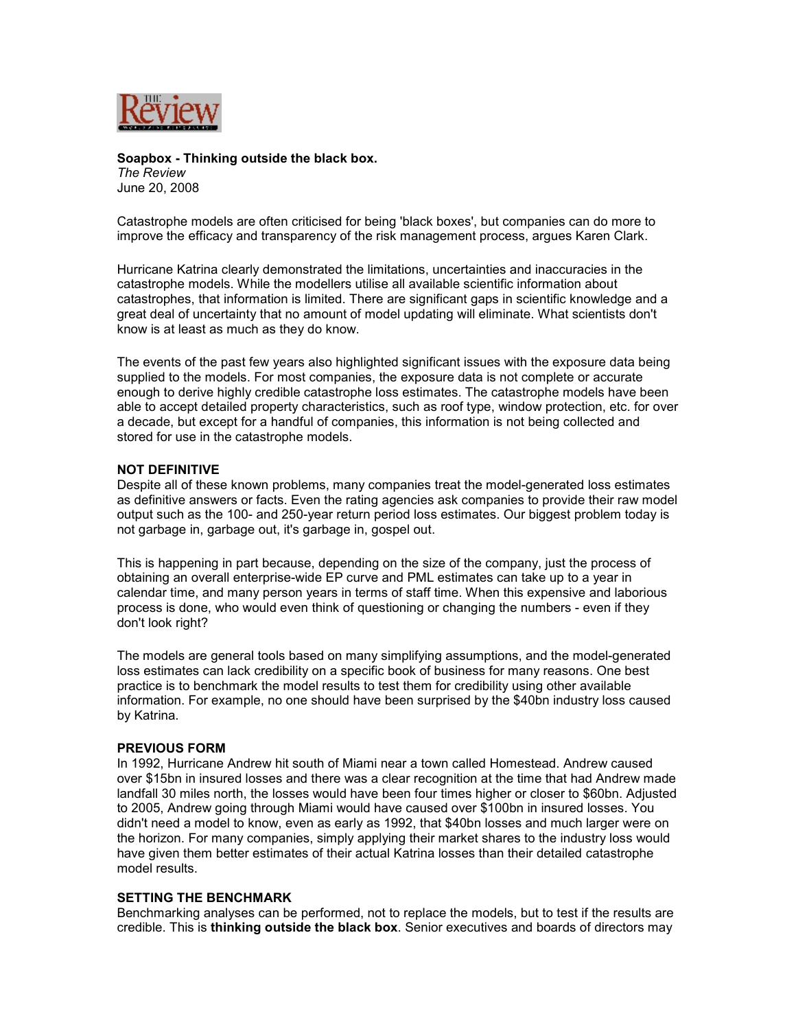**Soapbox - Thinking outside the black box.**
*The Review*
June 20, 2008

Catastrophe models are often criticised for being 'black boxes', but companies can do more to improve the efficacy and transparency of the risk management process, argues Karen Clark.

Hurricane Katrina clearly demonstrated the limitations, uncertainties and inaccuracies in the catastrophe models. While the modellers utilise all available scientific information about catastrophes, that information is limited. There are significant gaps in scientific knowledge and a great deal of uncertainty that no amount of model updating will eliminate. What scientists don't know is at least as much as they do know.

The events of the past few years also highlighted significant issues with the exposure data being supplied to the models. For most companies, the exposure data is not complete or accurate enough to derive highly credible catastrophe loss estimates. The catastrophe models have been able to accept detailed property characteristics, such as roof type, window protection, etc. for over a decade, but except for a handful of companies, this information is not being collected and stored for use in the catastrophe models.

**NOT DEFINITIVE**

Despite all of these known problems, many companies treat the model-generated loss estimates as definitive answers or facts. Even the rating agencies ask companies to provide their raw model output such as the 100- and 250-year return period loss estimates. Our biggest problem today is not garbage in, garbage out, it's garbage in, gospel out.

This is happening in part because, depending on the size of the company, just the process of obtaining an overall enterprise-wide EP curve and PML estimates can take up to a year in calendar time, and many person years in terms of staff time. When this expensive and laborious process is done, who would even think of questioning or changing the numbers - even if they don't look right?

The models are general tools based on many simplifying assumptions, and the model-generated loss estimates can lack credibility on a specific book of business for many reasons. One best practice is to benchmark the model results to test them for credibility using other available information. For example, no one should have been surprised by the $40bn industry loss caused by Katrina.

**PREVIOUS FORM**

In 1992, Hurricane Andrew hit south of Miami near a town called Homestead. Andrew caused over $15bn in insured losses and there was a clear recognition at the time that had Andrew made landfall 30 miles north, the losses would have been four times higher or closer to $60bn. Adjusted to 2005, Andrew going through Miami would have caused over $100bn in insured losses. You didn't need a model to know, even as early as 1992, that $40bn losses and much larger were on the horizon. For many companies, simply applying their market shares to the industry loss would have given them better estimates of their actual Katrina losses than their detailed catastrophe model results.

**SETTING THE BENCHMARK**

Benchmarking analyses can be performed, not to replace the models, but to test if the results are credible. This is **thinking outside the black box**. Senior executives and boards of directors may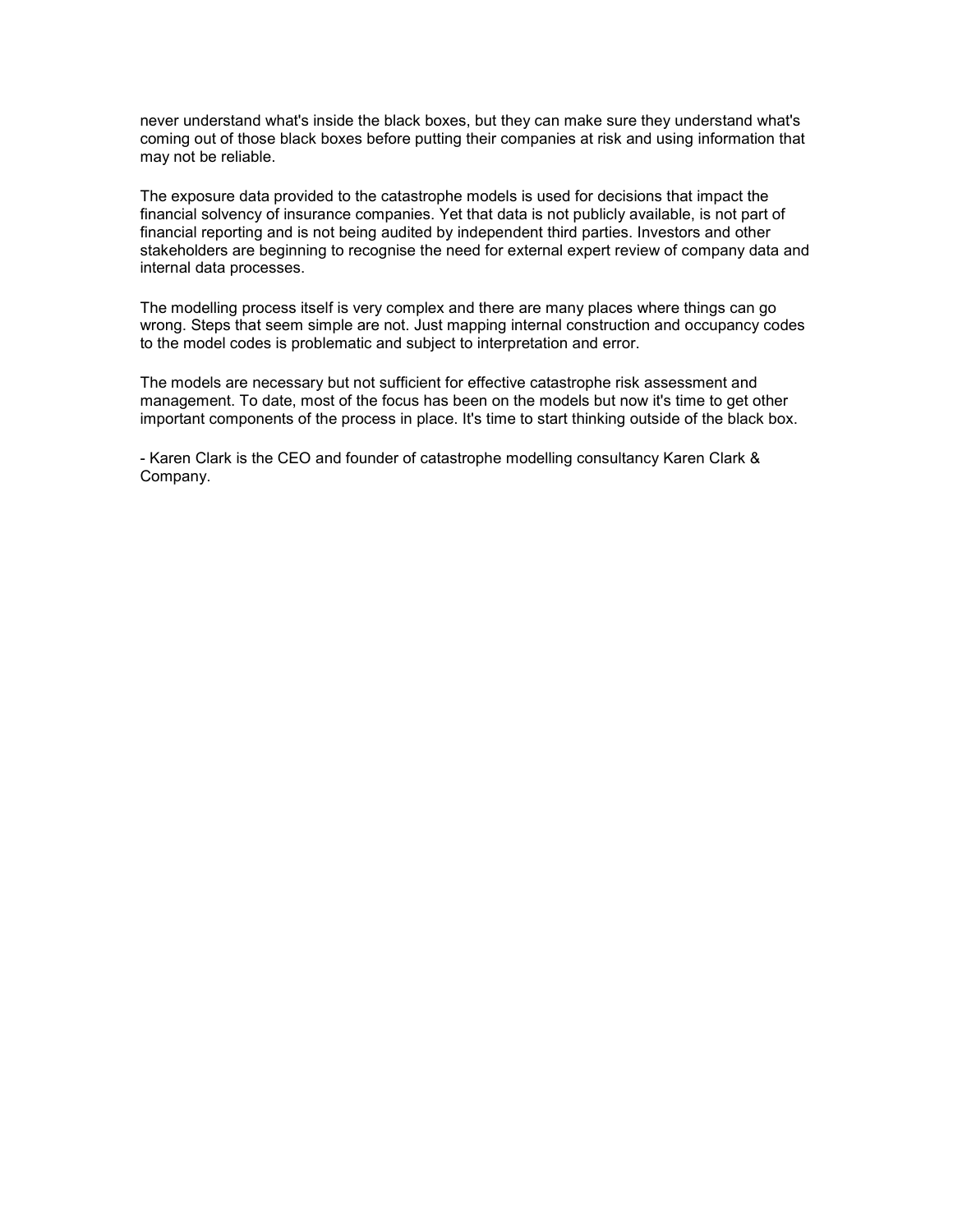never understand what's inside the black boxes, but they can make sure they understand what's coming out of those black boxes before putting their companies at risk and using information that may not be reliable.

The exposure data provided to the catastrophe models is used for decisions that impact the financial solvency of insurance companies. Yet that data is not publicly available, is not part of financial reporting and is not being audited by independent third parties. Investors and other stakeholders are beginning to recognise the need for external expert review of company data and internal data processes.

The modelling process itself is very complex and there are many places where things can go wrong. Steps that seem simple are not. Just mapping internal construction and occupancy codes to the model codes is problematic and subject to interpretation and error.

The models are necessary but not sufficient for effective catastrophe risk assessment and management. To date, most of the focus has been on the models but now it's time to get other important components of the process in place. It's time to start thinking outside of the black box.

- Karen Clark is the CEO and founder of catastrophe modelling consultancy Karen Clark & Company.